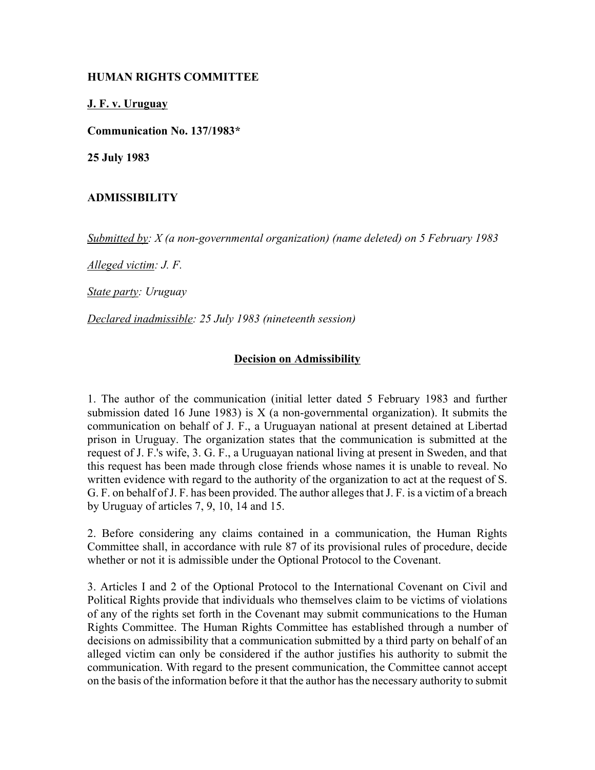**HUMAN RIGHTS COMMITTEE**

**J. F. v. Uruguay**

**Communication No. 137/1983***

**25 July 1983**

**ADMISSIBILITY**

*Submitted by: X (a non-governmental organization) (name deleted) on 5 February 1983*

*Alleged victim: J. F.*

*State party: Uruguay*

*Declared inadmissible: 25 July 1983 (nineteenth session)*

## Decision on Admissibility

1. The author of the communication (initial letter dated 5 February 1983 and further submission dated 16 June 1983) is X (a non-governmental organization). It submits the communication on behalf of J. F., a Uruguayan national at present detained at Libertad prison in Uruguay. The organization states that the communication is submitted at the request of J. F.'s wife, 3. G. F., a Uruguayan national living at present in Sweden, and that this request has been made through close friends whose names it is unable to reveal. No written evidence with regard to the authority of the organization to act at the request of S. G. F. on behalf of J. F. has been provided. The author alleges that J. F. is a victim of a breach by Uruguay of articles 7, 9, 10, 14 and 15.

2. Before considering any claims contained in a communication, the Human Rights Committee shall, in accordance with rule 87 of its provisional rules of procedure, decide whether or not it is admissible under the Optional Protocol to the Covenant.

3. Articles I and 2 of the Optional Protocol to the International Covenant on Civil and Political Rights provide that individuals who themselves claim to be victims of violations of any of the rights set forth in the Covenant may submit communications to the Human Rights Committee. The Human Rights Committee has established through a number of decisions on admissibility that a communication submitted by a third party on behalf of an alleged victim can only be considered if the author justifies his authority to submit the communication. With regard to the present communication, the Committee cannot accept on the basis of the information before it that the author has the necessary authority to submit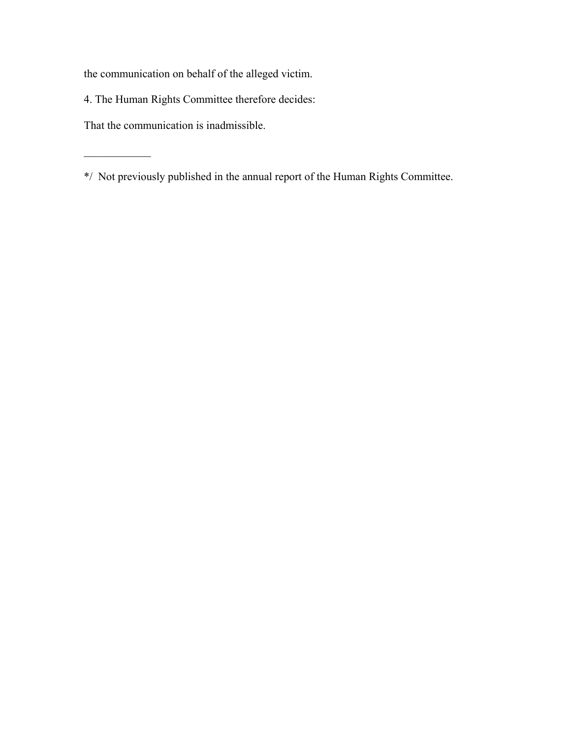the communication on behalf of the alleged victim.

4. The Human Rights Committee therefore decides:

That the communication is inadmissible.

____________

*/ Not previously published in the annual report of the Human Rights Committee.